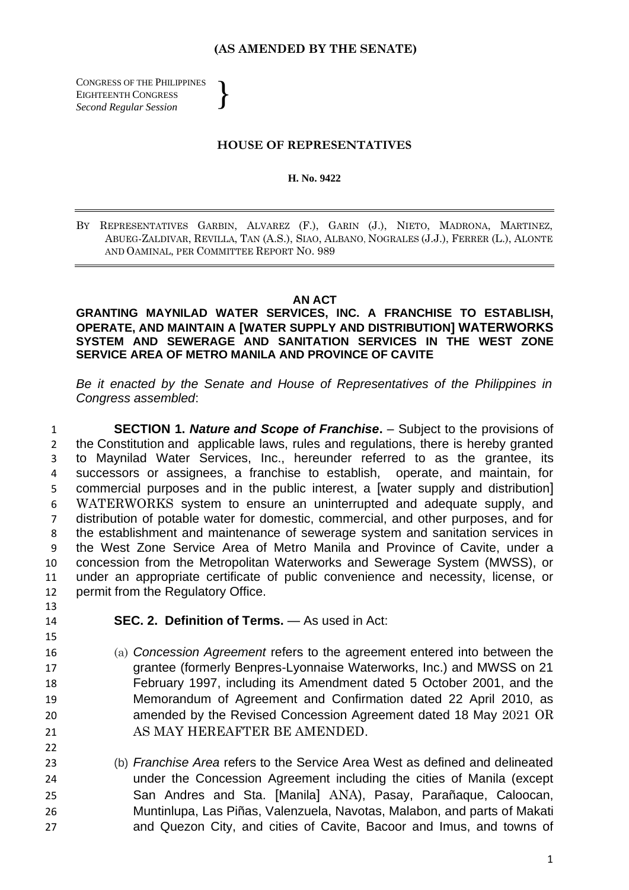**(AS AMENDED BY THE SENATE)**

CONGRESS OF THE PHILIPPINES
EIGHTEENTH CONGRESS
*Second Regular Session*

**HOUSE OF REPRESENTATIVES**

**H. No. 9422**

BY REPRESENTATIVES GARBIN, ALVAREZ (F.), GARIN (J.), NIETO, MADRONA, MARTINEZ, ABUEG-ZALDIVAR, REVILLA, TAN (A.S.), SIAO, ALBANO, NOGRALES (J.J.), FERRER (L.), ALONTE AND OAMINAL, PER COMMITTEE REPORT NO. 989

**AN ACT**

**GRANTING MAYNILAD WATER SERVICES, INC. A FRANCHISE TO ESTABLISH, OPERATE, AND MAINTAIN A [WATER SUPPLY AND DISTRIBUTION] WATERWORKS SYSTEM AND SEWERAGE AND SANITATION SERVICES IN THE WEST ZONE SERVICE AREA OF METRO MANILA AND PROVINCE OF CAVITE**

*Be it enacted by the Senate and House of Representatives of the Philippines in Congress assembled*:

**SECTION 1. *Nature and Scope of Franchise*.** – Subject to the provisions of the Constitution and applicable laws, rules and regulations, there is hereby granted to Maynilad Water Services, Inc., hereunder referred to as the grantee, its successors or assignees, a franchise to establish, operate, and maintain, for commercial purposes and in the public interest, a [water supply and distribution] WATERWORKS system to ensure an uninterrupted and adequate supply, and distribution of potable water for domestic, commercial, and other purposes, and for the establishment and maintenance of sewerage system and sanitation services in the West Zone Service Area of Metro Manila and Province of Cavite, under a concession from the Metropolitan Waterworks and Sewerage System (MWSS), or under an appropriate certificate of public convenience and necessity, license, or permit from the Regulatory Office.

**SEC. 2. Definition of Terms.** — As used in Act:

(a) *Concession Agreement* refers to the agreement entered into between the grantee (formerly Benpres-Lyonnaise Waterworks, Inc.) and MWSS on 21 February 1997, including its Amendment dated 5 October 2001, and the Memorandum of Agreement and Confirmation dated 22 April 2010, as amended by the Revised Concession Agreement dated 18 May 2021 OR AS MAY HEREAFTER BE AMENDED.

(b) *Franchise Area* refers to the Service Area West as defined and delineated under the Concession Agreement including the cities of Manila (except San Andres and Sta. [Manila] ANA), Pasay, Parañaque, Caloocan, Muntinlupa, Las Piñas, Valenzuela, Navotas, Malabon, and parts of Makati and Quezon City, and cities of Cavite, Bacoor and Imus, and towns of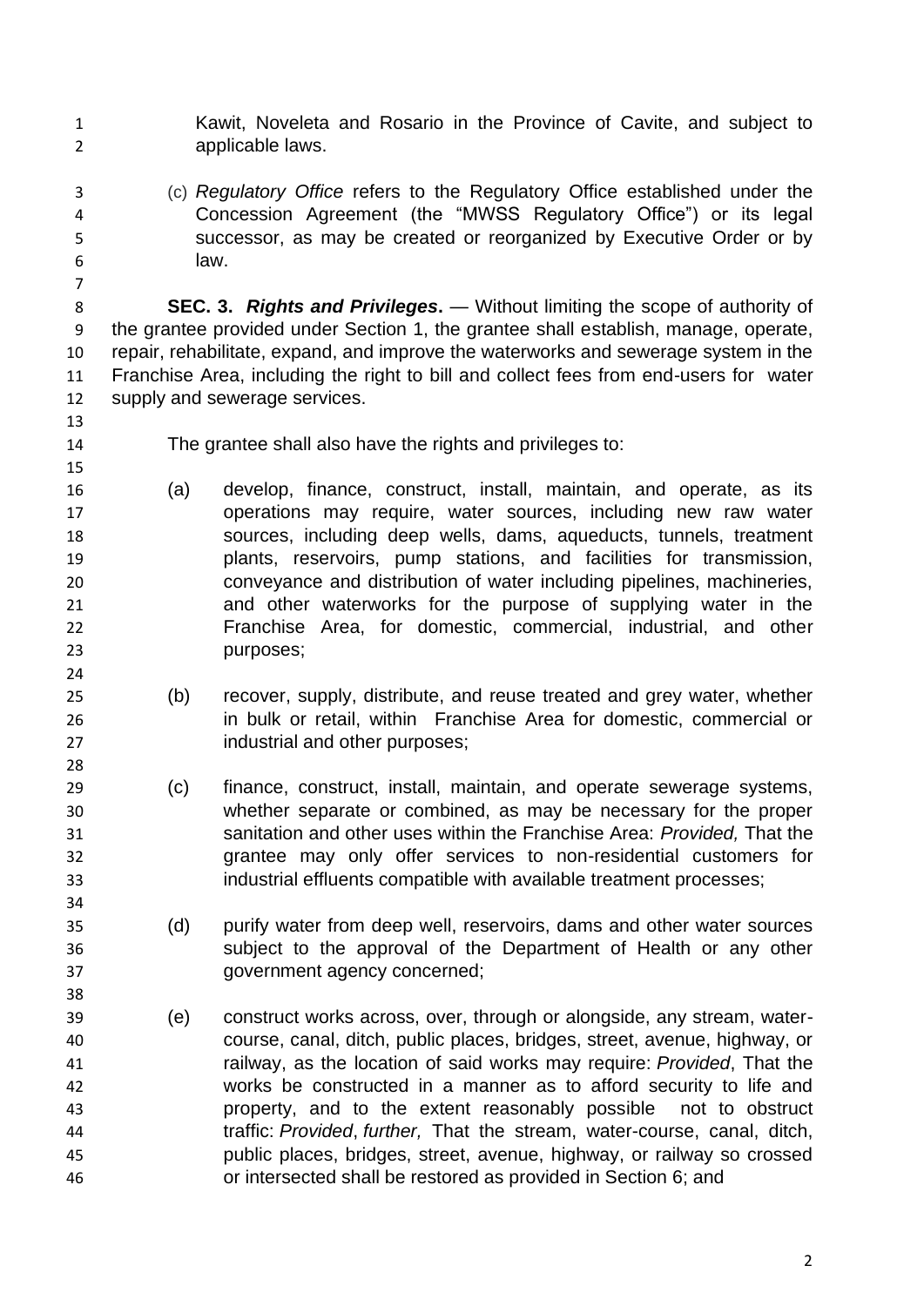Kawit, Noveleta and Rosario in the Province of Cavite, and subject to applicable laws.

(c) *Regulatory Office* refers to the Regulatory Office established under the Concession Agreement (the "MWSS Regulatory Office") or its legal successor, as may be created or reorganized by Executive Order or by law.

**SEC. 3. *Rights and Privileges*.** — Without limiting the scope of authority of the grantee provided under Section 1, the grantee shall establish, manage, operate, repair, rehabilitate, expand, and improve the waterworks and sewerage system in the Franchise Area, including the right to bill and collect fees from end-users for water supply and sewerage services.

The grantee shall also have the rights and privileges to:

(a) develop, finance, construct, install, maintain, and operate, as its operations may require, water sources, including new raw water sources, including deep wells, dams, aqueducts, tunnels, treatment plants, reservoirs, pump stations, and facilities for transmission, conveyance and distribution of water including pipelines, machineries, and other waterworks for the purpose of supplying water in the Franchise Area, for domestic, commercial, industrial, and other purposes;

(b) recover, supply, distribute, and reuse treated and grey water, whether in bulk or retail, within Franchise Area for domestic, commercial or industrial and other purposes;

(c) finance, construct, install, maintain, and operate sewerage systems, whether separate or combined, as may be necessary for the proper sanitation and other uses within the Franchise Area: *Provided,* That the grantee may only offer services to non-residential customers for industrial effluents compatible with available treatment processes;

(d) purify water from deep well, reservoirs, dams and other water sources subject to the approval of the Department of Health or any other government agency concerned;

(e) construct works across, over, through or alongside, any stream, water-course, canal, ditch, public places, bridges, street, avenue, highway, or railway, as the location of said works may require: *Provided*, That the works be constructed in a manner as to afford security to life and property, and to the extent reasonably possible not to obstruct traffic: *Provided*, *further,* That the stream, water-course, canal, ditch, public places, bridges, street, avenue, highway, or railway so crossed or intersected shall be restored as provided in Section 6; and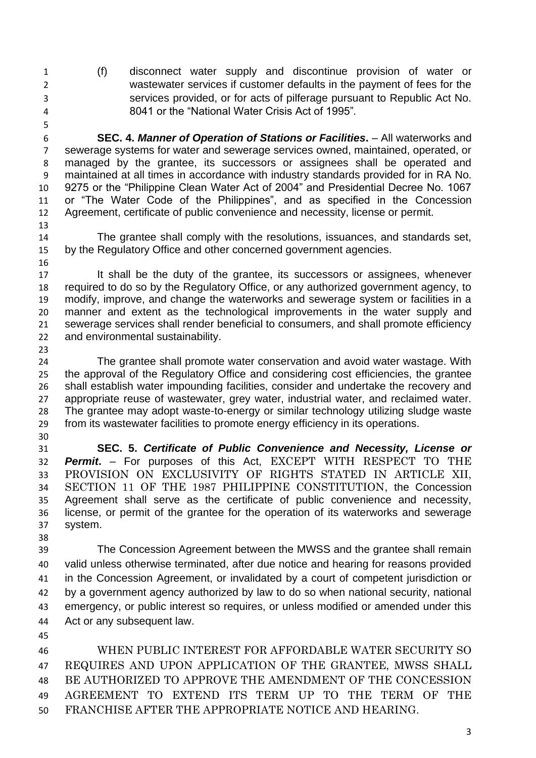(f) disconnect water supply and discontinue provision of water or wastewater services if customer defaults in the payment of fees for the services provided, or for acts of pilferage pursuant to Republic Act No. 8041 or the "National Water Crisis Act of 1995".

**SEC. 4. *Manner of Operation of Stations or Facilities*.** – All waterworks and sewerage systems for water and sewerage services owned, maintained, operated, or managed by the grantee, its successors or assignees shall be operated and maintained at all times in accordance with industry standards provided for in RA No. 9275 or the "Philippine Clean Water Act of 2004" and Presidential Decree No. 1067 or "The Water Code of the Philippines", and as specified in the Concession Agreement, certificate of public convenience and necessity, license or permit.

The grantee shall comply with the resolutions, issuances, and standards set, by the Regulatory Office and other concerned government agencies.

It shall be the duty of the grantee, its successors or assignees, whenever required to do so by the Regulatory Office, or any authorized government agency, to modify, improve, and change the waterworks and sewerage system or facilities in a manner and extent as the technological improvements in the water supply and sewerage services shall render beneficial to consumers, and shall promote efficiency and environmental sustainability.

The grantee shall promote water conservation and avoid water wastage. With the approval of the Regulatory Office and considering cost efficiencies, the grantee shall establish water impounding facilities, consider and undertake the recovery and appropriate reuse of wastewater, grey water, industrial water, and reclaimed water. The grantee may adopt waste-to-energy or similar technology utilizing sludge waste from its wastewater facilities to promote energy efficiency in its operations.

**SEC. 5. *Certificate of Public Convenience and Necessity, License or Permit*.** – For purposes of this Act, EXCEPT WITH RESPECT TO THE PROVISION ON EXCLUSIVITY OF RIGHTS STATED IN ARTICLE XII, SECTION 11 OF THE 1987 PHILIPPINE CONSTITUTION, the Concession Agreement shall serve as the certificate of public convenience and necessity, license, or permit of the grantee for the operation of its waterworks and sewerage system.

The Concession Agreement between the MWSS and the grantee shall remain valid unless otherwise terminated, after due notice and hearing for reasons provided in the Concession Agreement, or invalidated by a court of competent jurisdiction or by a government agency authorized by law to do so when national security, national emergency, or public interest so requires, or unless modified or amended under this Act or any subsequent law.

WHEN PUBLIC INTEREST FOR AFFORDABLE WATER SECURITY SO REQUIRES AND UPON APPLICATION OF THE GRANTEE, MWSS SHALL BE AUTHORIZED TO APPROVE THE AMENDMENT OF THE CONCESSION AGREEMENT TO EXTEND ITS TERM UP TO THE TERM OF THE FRANCHISE AFTER THE APPROPRIATE NOTICE AND HEARING.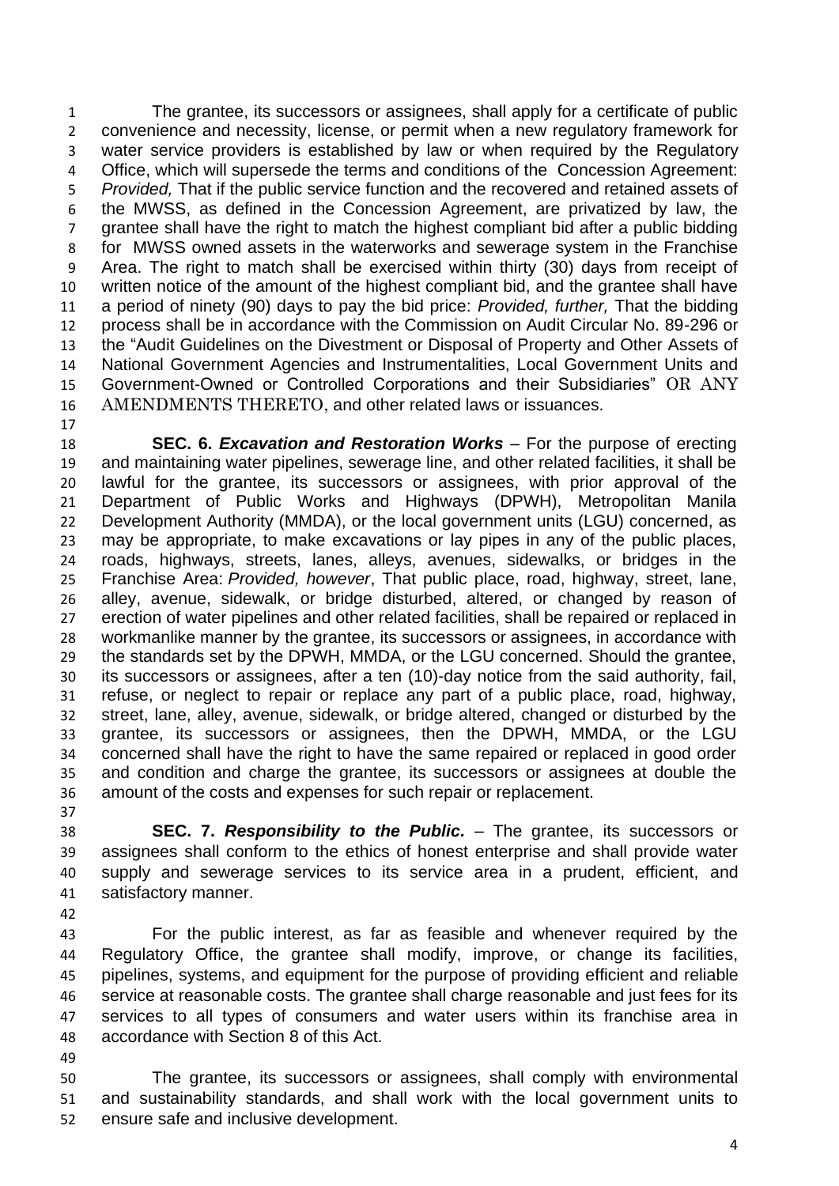The grantee, its successors or assignees, shall apply for a certificate of public convenience and necessity, license, or permit when a new regulatory framework for water service providers is established by law or when required by the Regulatory Office, which will supersede the terms and conditions of the Concession Agreement: *Provided,* That if the public service function and the recovered and retained assets of the MWSS, as defined in the Concession Agreement, are privatized by law, the grantee shall have the right to match the highest compliant bid after a public bidding for MWSS owned assets in the waterworks and sewerage system in the Franchise Area. The right to match shall be exercised within thirty (30) days from receipt of written notice of the amount of the highest compliant bid, and the grantee shall have a period of ninety (90) days to pay the bid price: *Provided, further,* That the bidding process shall be in accordance with the Commission on Audit Circular No. 89-296 or the "Audit Guidelines on the Divestment or Disposal of Property and Other Assets of National Government Agencies and Instrumentalities, Local Government Units and Government-Owned or Controlled Corporations and their Subsidiaries" OR ANY AMENDMENTS THERETO, and other related laws or issuances.

**SEC. 6.** ***Excavation and Restoration Works*** – For the purpose of erecting and maintaining water pipelines, sewerage line, and other related facilities, it shall be lawful for the grantee, its successors or assignees, with prior approval of the Department of Public Works and Highways (DPWH), Metropolitan Manila Development Authority (MMDA), or the local government units (LGU) concerned, as may be appropriate, to make excavations or lay pipes in any of the public places, roads, highways, streets, lanes, alleys, avenues, sidewalks, or bridges in the Franchise Area: *Provided, however*, That public place, road, highway, street, lane, alley, avenue, sidewalk, or bridge disturbed, altered, or changed by reason of erection of water pipelines and other related facilities, shall be repaired or replaced in workmanlike manner by the grantee, its successors or assignees, in accordance with the standards set by the DPWH, MMDA, or the LGU concerned. Should the grantee, its successors or assignees, after a ten (10)-day notice from the said authority, fail, refuse, or neglect to repair or replace any part of a public place, road, highway, street, lane, alley, avenue, sidewalk, or bridge altered, changed or disturbed by the grantee, its successors or assignees, then the DPWH, MMDA, or the LGU concerned shall have the right to have the same repaired or replaced in good order and condition and charge the grantee, its successors or assignees at double the amount of the costs and expenses for such repair or replacement.

**SEC. 7.** ***Responsibility to the Public.*** – The grantee, its successors or assignees shall conform to the ethics of honest enterprise and shall provide water supply and sewerage services to its service area in a prudent, efficient, and satisfactory manner.

For the public interest, as far as feasible and whenever required by the Regulatory Office, the grantee shall modify, improve, or change its facilities, pipelines, systems, and equipment for the purpose of providing efficient and reliable service at reasonable costs. The grantee shall charge reasonable and just fees for its services to all types of consumers and water users within its franchise area in accordance with Section 8 of this Act.

The grantee, its successors or assignees, shall comply with environmental and sustainability standards, and shall work with the local government units to ensure safe and inclusive development.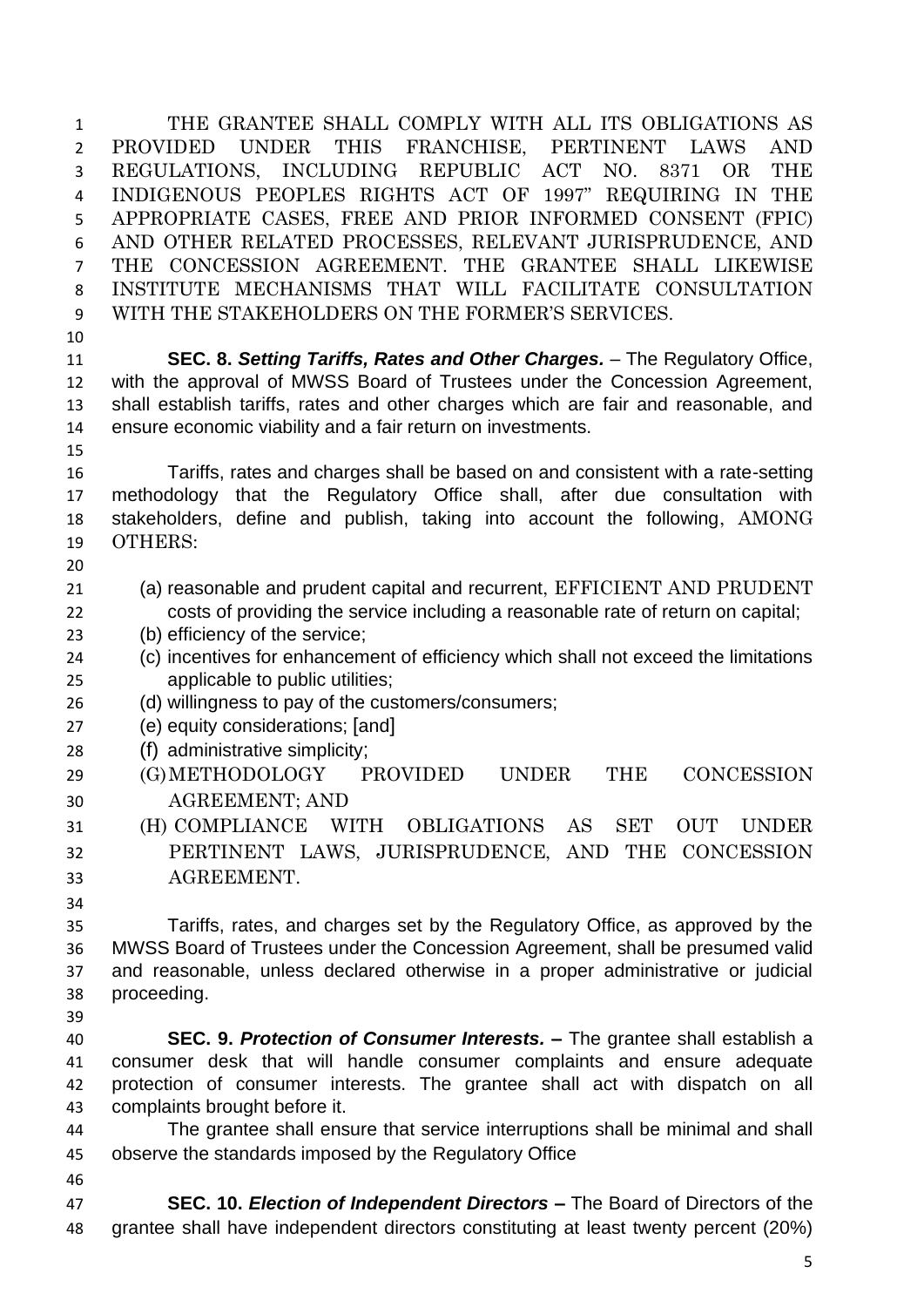THE GRANTEE SHALL COMPLY WITH ALL ITS OBLIGATIONS AS PROVIDED UNDER THIS FRANCHISE, PERTINENT LAWS AND REGULATIONS, INCLUDING REPUBLIC ACT NO. 8371 OR THE INDIGENOUS PEOPLES RIGHTS ACT OF 1997" REQUIRING IN THE APPROPRIATE CASES, FREE AND PRIOR INFORMED CONSENT (FPIC) AND OTHER RELATED PROCESSES, RELEVANT JURISPRUDENCE, AND THE CONCESSION AGREEMENT. THE GRANTEE SHALL LIKEWISE INSTITUTE MECHANISMS THAT WILL FACILITATE CONSULTATION WITH THE STAKEHOLDERS ON THE FORMER'S SERVICES.

**SEC. 8. *Setting Tariffs, Rates and Other Charges.*** – The Regulatory Office, with the approval of MWSS Board of Trustees under the Concession Agreement, shall establish tariffs, rates and other charges which are fair and reasonable, and ensure economic viability and a fair return on investments.

Tariffs, rates and charges shall be based on and consistent with a rate-setting methodology that the Regulatory Office shall, after due consultation with stakeholders, define and publish, taking into account the following, AMONG OTHERS:

(a) reasonable and prudent capital and recurrent, EFFICIENT AND PRUDENT costs of providing the service including a reasonable rate of return on capital;
(b) efficiency of the service;
(c) incentives for enhancement of efficiency which shall not exceed the limitations applicable to public utilities;
(d) willingness to pay of the customers/consumers;
(e) equity considerations; [and]
(f) administrative simplicity;
(G) METHODOLOGY PROVIDED UNDER THE CONCESSION AGREEMENT; AND
(H) COMPLIANCE WITH OBLIGATIONS AS SET OUT UNDER PERTINENT LAWS, JURISPRUDENCE, AND THE CONCESSION AGREEMENT.

Tariffs, rates, and charges set by the Regulatory Office, as approved by the MWSS Board of Trustees under the Concession Agreement, shall be presumed valid and reasonable, unless declared otherwise in a proper administrative or judicial proceeding.

**SEC. 9. *Protection of Consumer Interests.* –** The grantee shall establish a consumer desk that will handle consumer complaints and ensure adequate protection of consumer interests. The grantee shall act with dispatch on all complaints brought before it.

The grantee shall ensure that service interruptions shall be minimal and shall observe the standards imposed by the Regulatory Office

**SEC. 10. *Election of Independent Directors* –** The Board of Directors of the grantee shall have independent directors constituting at least twenty percent (20%)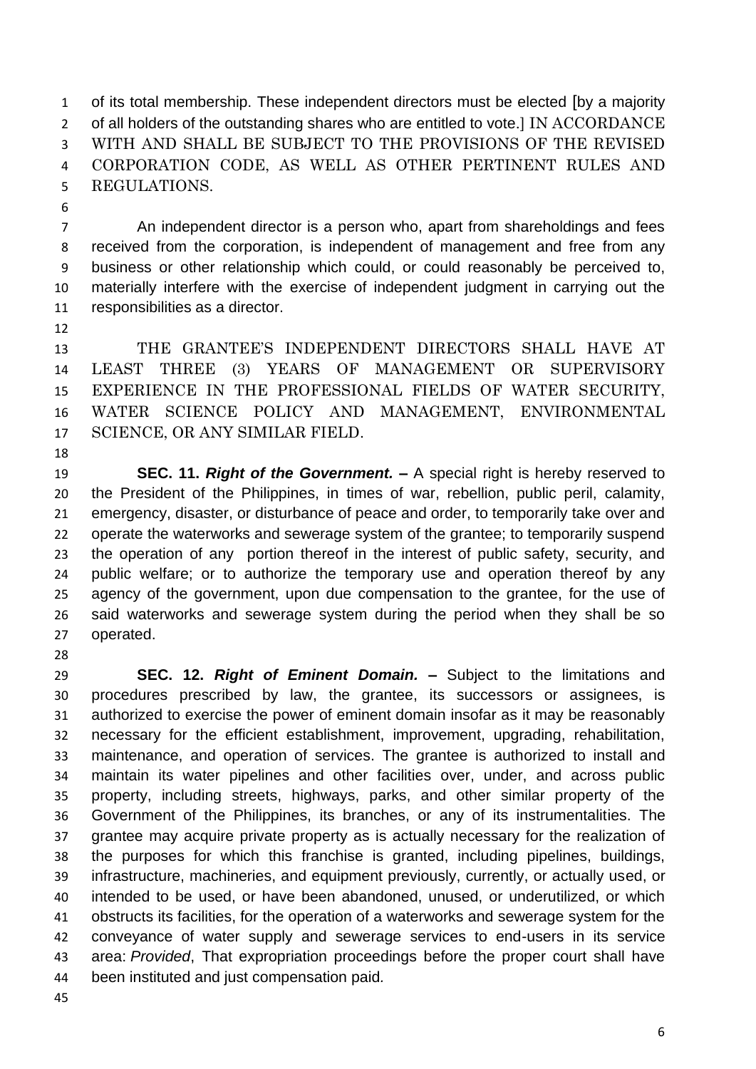of its total membership. These independent directors must be elected [by a majority of all holders of the outstanding shares who are entitled to vote.] IN ACCORDANCE WITH AND SHALL BE SUBJECT TO THE PROVISIONS OF THE REVISED CORPORATION CODE, AS WELL AS OTHER PERTINENT RULES AND REGULATIONS.

An independent director is a person who, apart from shareholdings and fees received from the corporation, is independent of management and free from any business or other relationship which could, or could reasonably be perceived to, materially interfere with the exercise of independent judgment in carrying out the responsibilities as a director.

THE GRANTEE'S INDEPENDENT DIRECTORS SHALL HAVE AT LEAST THREE (3) YEARS OF MANAGEMENT OR SUPERVISORY EXPERIENCE IN THE PROFESSIONAL FIELDS OF WATER SECURITY, WATER SCIENCE POLICY AND MANAGEMENT, ENVIRONMENTAL SCIENCE, OR ANY SIMILAR FIELD.

**SEC. 11.** ***Right of the Government.*** **–** A special right is hereby reserved to the President of the Philippines, in times of war, rebellion, public peril, calamity, emergency, disaster, or disturbance of peace and order, to temporarily take over and operate the waterworks and sewerage system of the grantee; to temporarily suspend the operation of any portion thereof in the interest of public safety, security, and public welfare; or to authorize the temporary use and operation thereof by any agency of the government, upon due compensation to the grantee, for the use of said waterworks and sewerage system during the period when they shall be so operated.

**SEC. 12.** ***Right of Eminent Domain.*** **–** Subject to the limitations and procedures prescribed by law, the grantee, its successors or assignees, is authorized to exercise the power of eminent domain insofar as it may be reasonably necessary for the efficient establishment, improvement, upgrading, rehabilitation, maintenance, and operation of services. The grantee is authorized to install and maintain its water pipelines and other facilities over, under, and across public property, including streets, highways, parks, and other similar property of the Government of the Philippines, its branches, or any of its instrumentalities. The grantee may acquire private property as is actually necessary for the realization of the purposes for which this franchise is granted, including pipelines, buildings, infrastructure, machineries, and equipment previously, currently, or actually used, or intended to be used, or have been abandoned, unused, or underutilized, or which obstructs its facilities, for the operation of a waterworks and sewerage system for the conveyance of water supply and sewerage services to end-users in its service area: *Provided*, That expropriation proceedings before the proper court shall have been instituted and just compensation paid.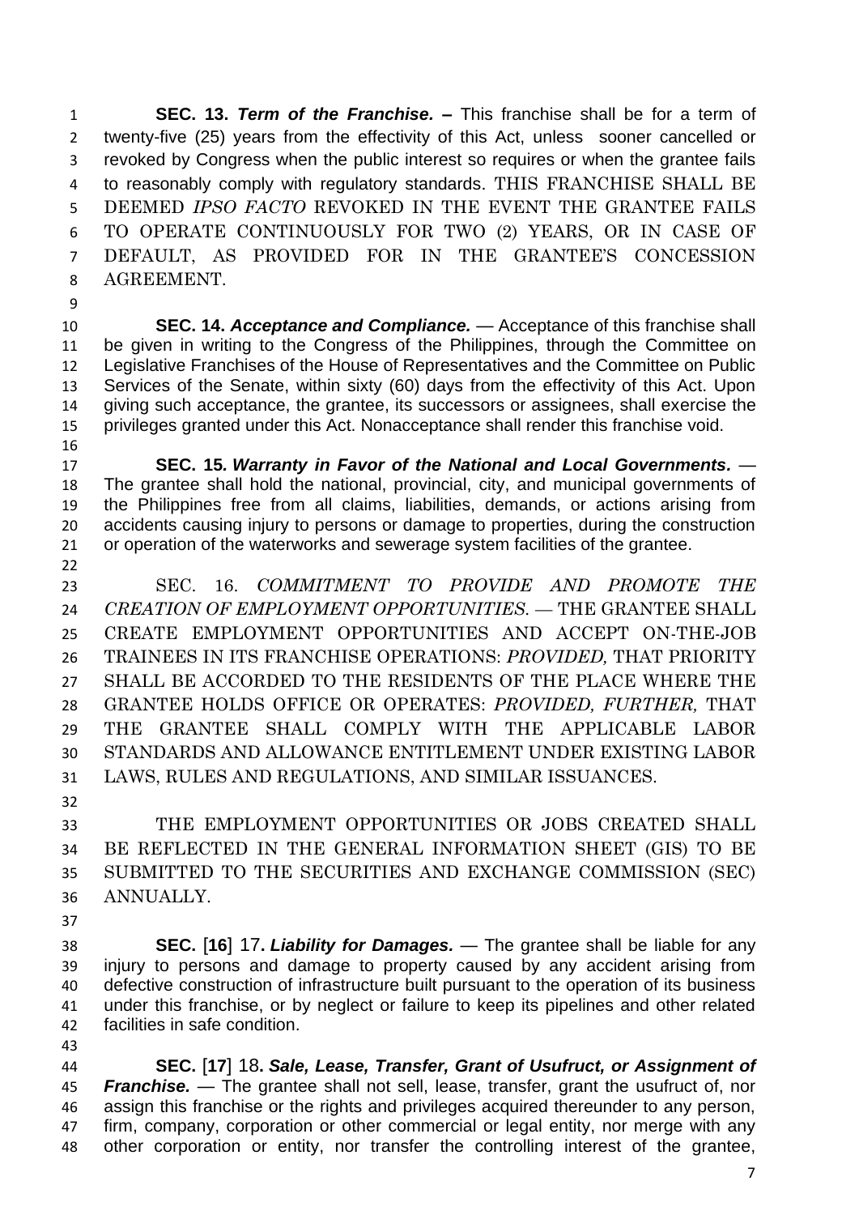**SEC. 13. *Term of the Franchise.* –** This franchise shall be for a term of twenty-five (25) years from the effectivity of this Act, unless sooner cancelled or revoked by Congress when the public interest so requires or when the grantee fails to reasonably comply with regulatory standards. THIS FRANCHISE SHALL BE DEEMED *IPSO FACTO* REVOKED IN THE EVENT THE GRANTEE FAILS TO OPERATE CONTINUOUSLY FOR TWO (2) YEARS, OR IN CASE OF DEFAULT, AS PROVIDED FOR IN THE GRANTEE'S CONCESSION AGREEMENT.

**SEC. 14. *Acceptance and Compliance.*** — Acceptance of this franchise shall be given in writing to the Congress of the Philippines, through the Committee on Legislative Franchises of the House of Representatives and the Committee on Public Services of the Senate, within sixty (60) days from the effectivity of this Act. Upon giving such acceptance, the grantee, its successors or assignees, shall exercise the privileges granted under this Act. Nonacceptance shall render this franchise void.

**SEC. 15. *Warranty in Favor of the National and Local Governments.*** — The grantee shall hold the national, provincial, city, and municipal governments of the Philippines free from all claims, liabilities, demands, or actions arising from accidents causing injury to persons or damage to properties, during the construction or operation of the waterworks and sewerage system facilities of the grantee.

SEC. 16. *COMMITMENT TO PROVIDE AND PROMOTE THE CREATION OF EMPLOYMENT OPPORTUNITIES.* — THE GRANTEE SHALL CREATE EMPLOYMENT OPPORTUNITIES AND ACCEPT ON-THE-JOB TRAINEES IN ITS FRANCHISE OPERATIONS: *PROVIDED,* THAT PRIORITY SHALL BE ACCORDED TO THE RESIDENTS OF THE PLACE WHERE THE GRANTEE HOLDS OFFICE OR OPERATES: *PROVIDED, FURTHER,* THAT THE GRANTEE SHALL COMPLY WITH THE APPLICABLE LABOR STANDARDS AND ALLOWANCE ENTITLEMENT UNDER EXISTING LABOR LAWS, RULES AND REGULATIONS, AND SIMILAR ISSUANCES.

THE EMPLOYMENT OPPORTUNITIES OR JOBS CREATED SHALL BE REFLECTED IN THE GENERAL INFORMATION SHEET (GIS) TO BE SUBMITTED TO THE SECURITIES AND EXCHANGE COMMISSION (SEC) ANNUALLY.

**SEC.** [**16**] 17**. *Liability for Damages.*** — The grantee shall be liable for any injury to persons and damage to property caused by any accident arising from defective construction of infrastructure built pursuant to the operation of its business under this franchise, or by neglect or failure to keep its pipelines and other related facilities in safe condition.

**SEC.** [**17**] 18**. *Sale, Lease, Transfer, Grant of Usufruct, or Assignment of Franchise.*** — The grantee shall not sell, lease, transfer, grant the usufruct of, nor assign this franchise or the rights and privileges acquired thereunder to any person, firm, company, corporation or other commercial or legal entity, nor merge with any other corporation or entity, nor transfer the controlling interest of the grantee,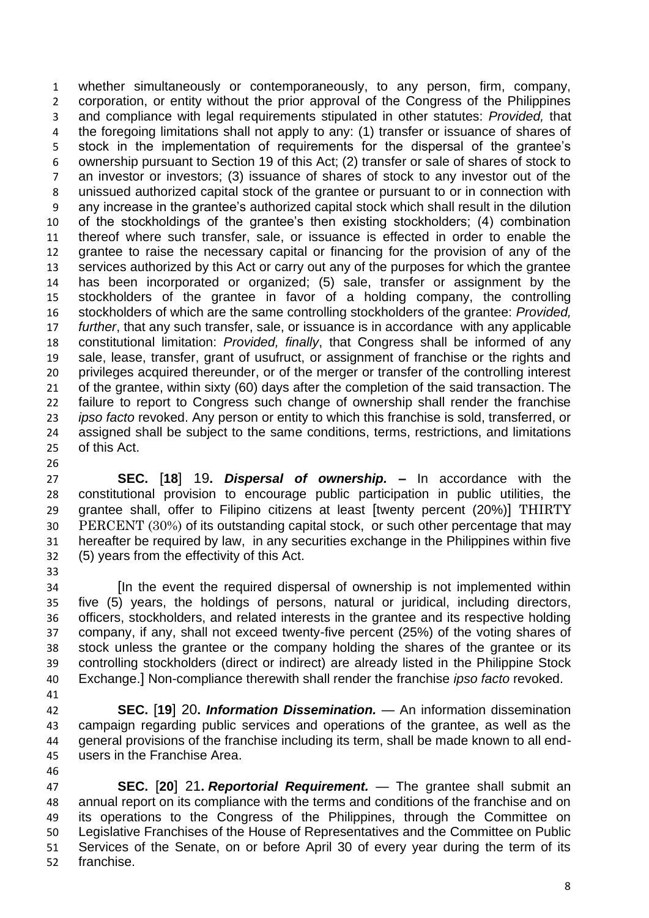whether simultaneously or contemporaneously, to any person, firm, company, corporation, or entity without the prior approval of the Congress of the Philippines and compliance with legal requirements stipulated in other statutes: *Provided,* that the foregoing limitations shall not apply to any: (1) transfer or issuance of shares of stock in the implementation of requirements for the dispersal of the grantee's ownership pursuant to Section 19 of this Act; (2) transfer or sale of shares of stock to an investor or investors; (3) issuance of shares of stock to any investor out of the unissued authorized capital stock of the grantee or pursuant to or in connection with any increase in the grantee's authorized capital stock which shall result in the dilution of the stockholdings of the grantee's then existing stockholders; (4) combination thereof where such transfer, sale, or issuance is effected in order to enable the grantee to raise the necessary capital or financing for the provision of any of the services authorized by this Act or carry out any of the purposes for which the grantee has been incorporated or organized; (5) sale, transfer or assignment by the stockholders of the grantee in favor of a holding company, the controlling stockholders of which are the same controlling stockholders of the grantee: *Provided, further*, that any such transfer, sale, or issuance is in accordance with any applicable constitutional limitation: *Provided, finally*, that Congress shall be informed of any sale, lease, transfer, grant of usufruct, or assignment of franchise or the rights and privileges acquired thereunder, or of the merger or transfer of the controlling interest of the grantee, within sixty (60) days after the completion of the said transaction. The failure to report to Congress such change of ownership shall render the franchise *ipso facto* revoked. Any person or entity to which this franchise is sold, transferred, or assigned shall be subject to the same conditions, terms, restrictions, and limitations of this Act.

**SEC.** [**18**] 19**.** ***Dispersal of ownership.*** **–** In accordance with the constitutional provision to encourage public participation in public utilities, the grantee shall, offer to Filipino citizens at least [twenty percent (20%)] THIRTY PERCENT (30%) of its outstanding capital stock, or such other percentage that may hereafter be required by law, in any securities exchange in the Philippines within five (5) years from the effectivity of this Act.

[In the event the required dispersal of ownership is not implemented within five (5) years, the holdings of persons, natural or juridical, including directors, officers, stockholders, and related interests in the grantee and its respective holding company, if any, shall not exceed twenty-five percent (25%) of the voting shares of stock unless the grantee or the company holding the shares of the grantee or its controlling stockholders (direct or indirect) are already listed in the Philippine Stock Exchange.] Non-compliance therewith shall render the franchise *ipso facto* revoked.

**SEC.** [**19**] 20**.** ***Information Dissemination.*** — An information dissemination campaign regarding public services and operations of the grantee, as well as the general provisions of the franchise including its term, shall be made known to all end-users in the Franchise Area.

**SEC.** [**20**] 21**.** ***Reportorial Requirement.*** — The grantee shall submit an annual report on its compliance with the terms and conditions of the franchise and on its operations to the Congress of the Philippines, through the Committee on Legislative Franchises of the House of Representatives and the Committee on Public Services of the Senate, on or before April 30 of every year during the term of its franchise.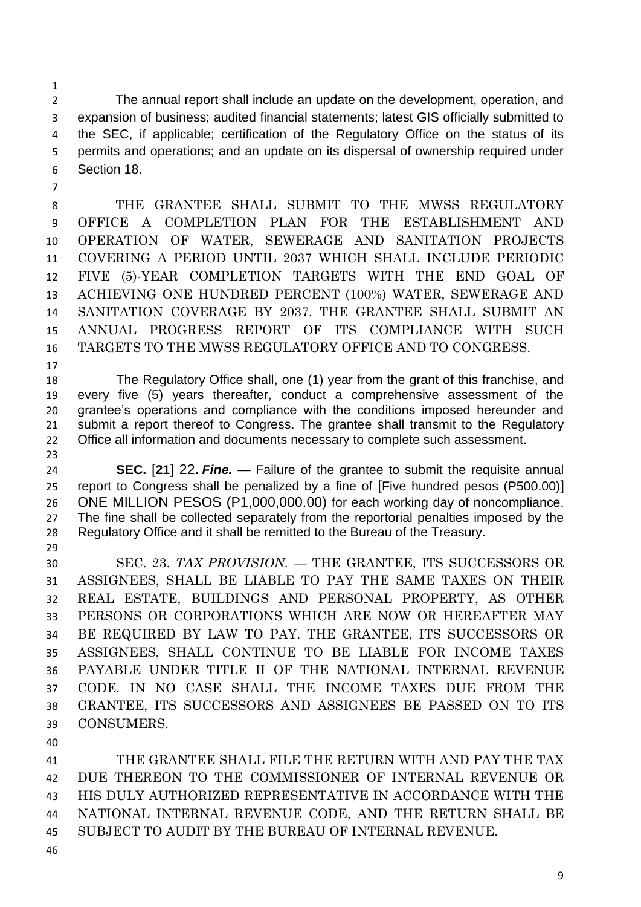The annual report shall include an update on the development, operation, and expansion of business; audited financial statements; latest GIS officially submitted to the SEC, if applicable; certification of the Regulatory Office on the status of its permits and operations; and an update on its dispersal of ownership required under Section 18.

THE GRANTEE SHALL SUBMIT TO THE MWSS REGULATORY OFFICE A COMPLETION PLAN FOR THE ESTABLISHMENT AND OPERATION OF WATER, SEWERAGE AND SANITATION PROJECTS COVERING A PERIOD UNTIL 2037 WHICH SHALL INCLUDE PERIODIC FIVE (5)-YEAR COMPLETION TARGETS WITH THE END GOAL OF ACHIEVING ONE HUNDRED PERCENT (100%) WATER, SEWERAGE AND SANITATION COVERAGE BY 2037. THE GRANTEE SHALL SUBMIT AN ANNUAL PROGRESS REPORT OF ITS COMPLIANCE WITH SUCH TARGETS TO THE MWSS REGULATORY OFFICE AND TO CONGRESS.

The Regulatory Office shall, one (1) year from the grant of this franchise, and every five (5) years thereafter, conduct a comprehensive assessment of the grantee's operations and compliance with the conditions imposed hereunder and submit a report thereof to Congress. The grantee shall transmit to the Regulatory Office all information and documents necessary to complete such assessment.

**SEC.** [**21**] 22**.** ***Fine.*** — Failure of the grantee to submit the requisite annual report to Congress shall be penalized by a fine of [Five hundred pesos (P500.00)] ONE MILLION PESOS (P1,000,000.00) for each working day of noncompliance. The fine shall be collected separately from the reportorial penalties imposed by the Regulatory Office and it shall be remitted to the Bureau of the Treasury.

SEC. 23. *TAX PROVISION*. — THE GRANTEE, ITS SUCCESSORS OR ASSIGNEES, SHALL BE LIABLE TO PAY THE SAME TAXES ON THEIR REAL ESTATE, BUILDINGS AND PERSONAL PROPERTY, AS OTHER PERSONS OR CORPORATIONS WHICH ARE NOW OR HEREAFTER MAY BE REQUIRED BY LAW TO PAY. THE GRANTEE, ITS SUCCESSORS OR ASSIGNEES, SHALL CONTINUE TO BE LIABLE FOR INCOME TAXES PAYABLE UNDER TITLE II OF THE NATIONAL INTERNAL REVENUE CODE. IN NO CASE SHALL THE INCOME TAXES DUE FROM THE GRANTEE, ITS SUCCESSORS AND ASSIGNEES BE PASSED ON TO ITS CONSUMERS.

THE GRANTEE SHALL FILE THE RETURN WITH AND PAY THE TAX DUE THEREON TO THE COMMISSIONER OF INTERNAL REVENUE OR HIS DULY AUTHORIZED REPRESENTATIVE IN ACCORDANCE WITH THE NATIONAL INTERNAL REVENUE CODE, AND THE RETURN SHALL BE SUBJECT TO AUDIT BY THE BUREAU OF INTERNAL REVENUE.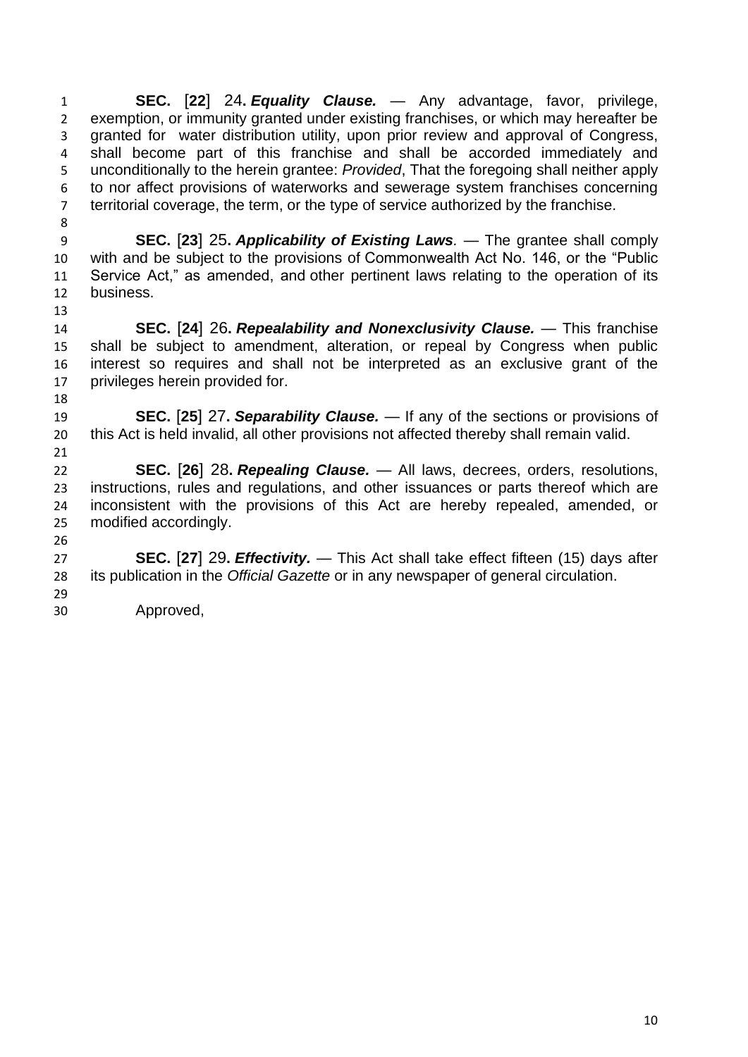**SEC.** [**22**] 24**.** ***Equality Clause.*** — Any advantage, favor, privilege, exemption, or immunity granted under existing franchises, or which may hereafter be granted for water distribution utility, upon prior review and approval of Congress, shall become part of this franchise and shall be accorded immediately and unconditionally to the herein grantee: *Provided*, That the foregoing shall neither apply to nor affect provisions of waterworks and sewerage system franchises concerning territorial coverage, the term, or the type of service authorized by the franchise.

**SEC.** [**23**] 25**.** ***Applicability of Existing Laws***. — The grantee shall comply with and be subject to the provisions of Commonwealth Act No. 146, or the "Public Service Act," as amended, and other pertinent laws relating to the operation of its business.

**SEC.** [**24**] 26**.** ***Repealability and Nonexclusivity Clause.*** — This franchise shall be subject to amendment, alteration, or repeal by Congress when public interest so requires and shall not be interpreted as an exclusive grant of the privileges herein provided for.

**SEC.** [**25**] 27**.** ***Separability Clause.*** — If any of the sections or provisions of this Act is held invalid, all other provisions not affected thereby shall remain valid.

**SEC.** [**26**] 28**.** ***Repealing Clause.*** — All laws, decrees, orders, resolutions, instructions, rules and regulations, and other issuances or parts thereof which are inconsistent with the provisions of this Act are hereby repealed, amended, or modified accordingly.

**SEC.** [**27**] 29**.** ***Effectivity.*** — This Act shall take effect fifteen (15) days after its publication in the *Official Gazette* or in any newspaper of general circulation.

Approved,